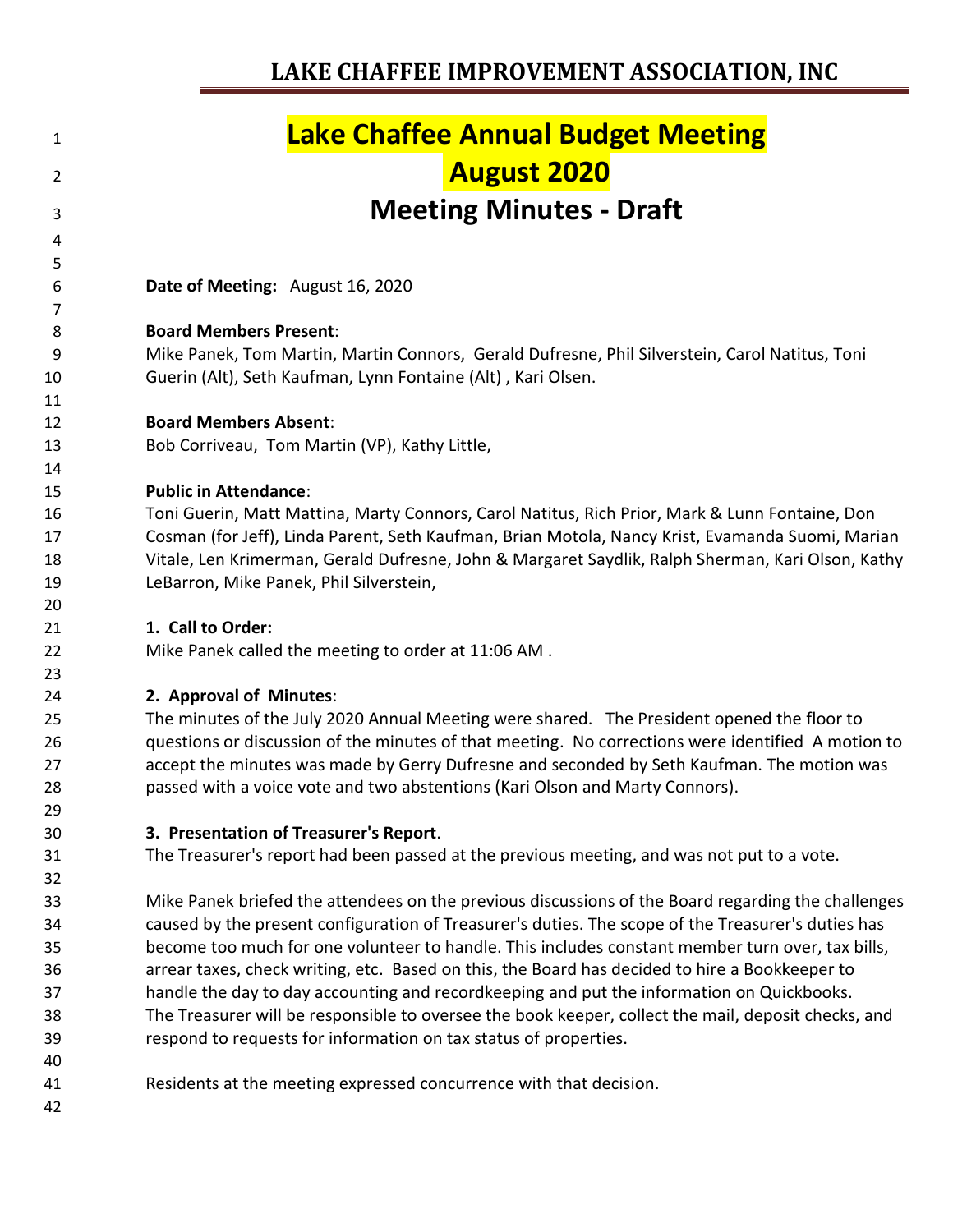**LAKE CHAFFEE IMPROVEMENT ASSOCIATION, INC**

# Lake Chaffee Annual Budget Meeting
# August 2020
# Meeting Minutes - Draft

**Date of Meeting:** August 16, 2020

**Board Members Present**:
Mike Panek, Tom Martin, Martin Connors, Gerald Dufresne, Phil Silverstein, Carol Natitus, Toni Guerin (Alt), Seth Kaufman, Lynn Fontaine (Alt) , Kari Olsen.

**Board Members Absent**:
Bob Corriveau, Tom Martin (VP), Kathy Little,

**Public in Attendance**:
Toni Guerin, Matt Mattina, Marty Connors, Carol Natitus, Rich Prior, Mark & Lunn Fontaine, Don Cosman (for Jeff), Linda Parent, Seth Kaufman, Brian Motola, Nancy Krist, Evamanda Suomi, Marian Vitale, Len Krimerman, Gerald Dufresne, John & Margaret Saydlik, Ralph Sherman, Kari Olson, Kathy LeBarron, Mike Panek, Phil Silverstein,

**1. Call to Order:**
Mike Panek called the meeting to order at 11:06 AM .

**2. Approval of Minutes**:
The minutes of the July 2020 Annual Meeting were shared. The President opened the floor to questions or discussion of the minutes of that meeting. No corrections were identified A motion to accept the minutes was made by Gerry Dufresne and seconded by Seth Kaufman. The motion was passed with a voice vote and two abstentions (Kari Olson and Marty Connors).

**3. Presentation of Treasurer's Report**.
The Treasurer's report had been passed at the previous meeting, and was not put to a vote.

Mike Panek briefed the attendees on the previous discussions of the Board regarding the challenges caused by the present configuration of Treasurer's duties. The scope of the Treasurer's duties has become too much for one volunteer to handle. This includes constant member turn over, tax bills, arrear taxes, check writing, etc. Based on this, the Board has decided to hire a Bookkeeper to handle the day to day accounting and recordkeeping and put the information on Quickbooks. The Treasurer will be responsible to oversee the book keeper, collect the mail, deposit checks, and respond to requests for information on tax status of properties.

Residents at the meeting expressed concurrence with that decision.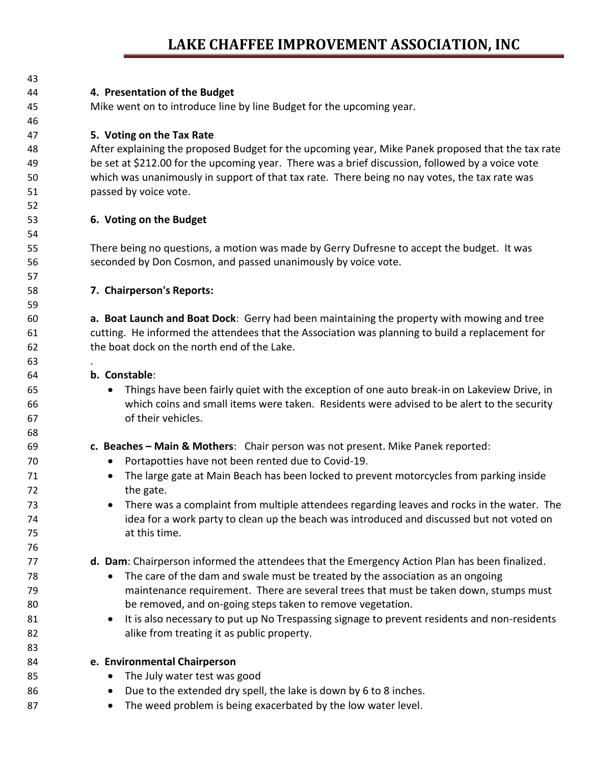**4. Presentation of the Budget**

Mike went on to introduce line by line Budget for the upcoming year.

**5. Voting on the Tax Rate**

After explaining the proposed Budget for the upcoming year, Mike Panek proposed that the tax rate be set at $212.00 for the upcoming year. There was a brief discussion, followed by a voice vote which was unanimously in support of that tax rate. There being no nay votes, the tax rate was passed by voice vote.

**6. Voting on the Budget**

There being no questions, a motion was made by Gerry Dufresne to accept the budget. It was seconded by Don Cosmon, and passed unanimously by voice vote.

**7. Chairperson's Reports:**

**a. Boat Launch and Boat Dock**: Gerry had been maintaining the property with mowing and tree cutting. He informed the attendees that the Association was planning to build a replacement for the boat dock on the north end of the Lake.

.

**b. Constable**:

- Things have been fairly quiet with the exception of one auto break-in on Lakeview Drive, in which coins and small items were taken. Residents were advised to be alert to the security of their vehicles.

**c. Beaches – Main & Mothers**: Chair person was not present. Mike Panek reported:

- Portapotties have not been rented due to Covid-19.
- The large gate at Main Beach has been locked to prevent motorcycles from parking inside the gate.
- There was a complaint from multiple attendees regarding leaves and rocks in the water. The idea for a work party to clean up the beach was introduced and discussed but not voted on at this time.

**d. Dam**: Chairperson informed the attendees that the Emergency Action Plan has been finalized.

- The care of the dam and swale must be treated by the association as an ongoing maintenance requirement. There are several trees that must be taken down, stumps must be removed, and on-going steps taken to remove vegetation.
- It is also necessary to put up No Trespassing signage to prevent residents and non-residents alike from treating it as public property.

**e. Environmental Chairperson**

- The July water test was good
- Due to the extended dry spell, the lake is down by 6 to 8 inches.
- The weed problem is being exacerbated by the low water level.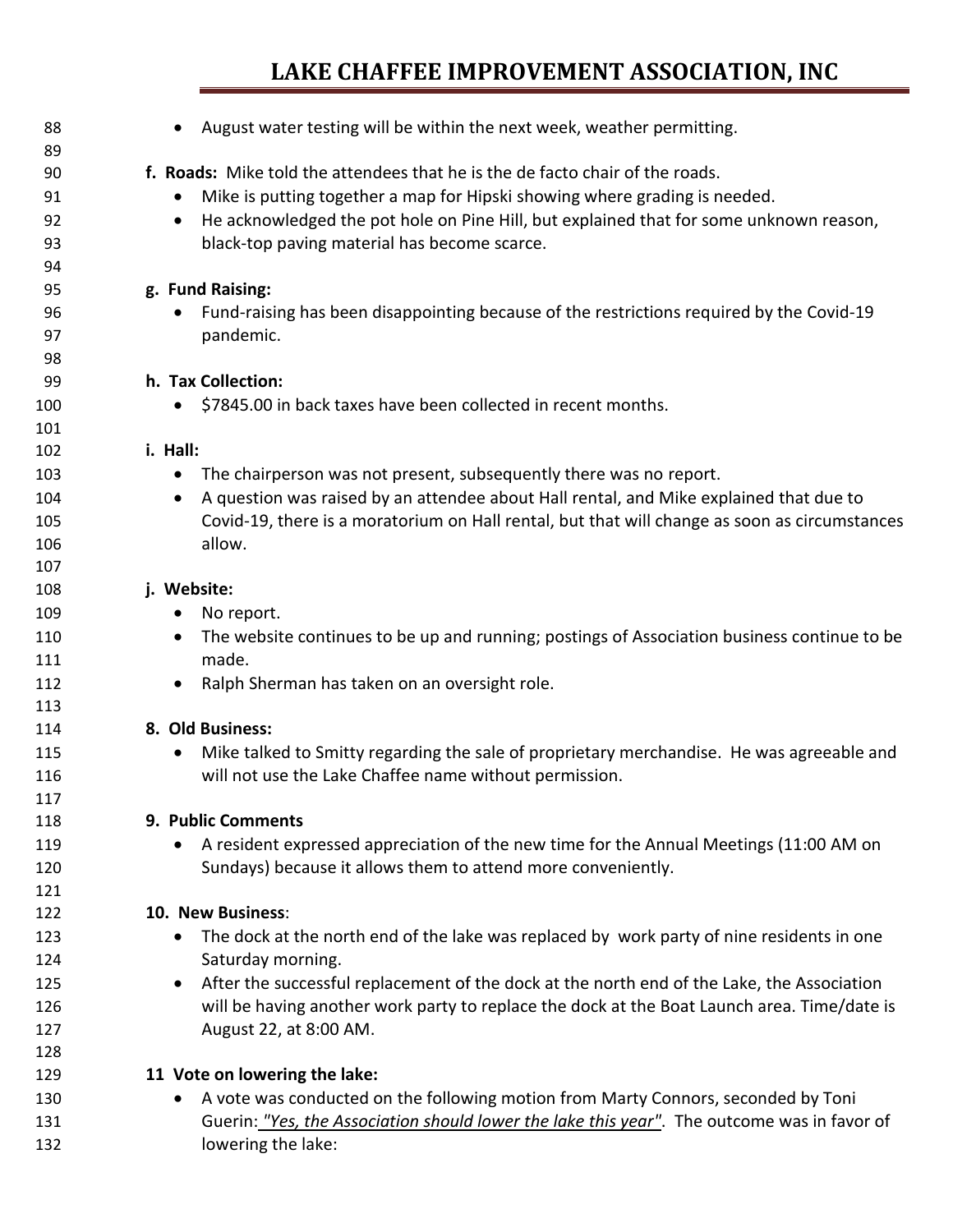- August water testing will be within the next week, weather permitting.

**f. Roads:** Mike told the attendees that he is the de facto chair of the roads.

- Mike is putting together a map for Hipski showing where grading is needed.
- He acknowledged the pot hole on Pine Hill, but explained that for some unknown reason, black-top paving material has become scarce.

**g. Fund Raising:**

- Fund-raising has been disappointing because of the restrictions required by the Covid-19 pandemic.

**h. Tax Collection:**

- $7845.00 in back taxes have been collected in recent months.

**i. Hall:**

- The chairperson was not present, subsequently there was no report.
- A question was raised by an attendee about Hall rental, and Mike explained that due to Covid-19, there is a moratorium on Hall rental, but that will change as soon as circumstances allow.

**j. Website:**

- No report.
- The website continues to be up and running; postings of Association business continue to be made.
- Ralph Sherman has taken on an oversight role.

**8. Old Business:**

- Mike talked to Smitty regarding the sale of proprietary merchandise. He was agreeable and will not use the Lake Chaffee name without permission.

**9. Public Comments**

- A resident expressed appreciation of the new time for the Annual Meetings (11:00 AM on Sundays) because it allows them to attend more conveniently.

**10. New Business**:

- The dock at the north end of the lake was replaced by work party of nine residents in one Saturday morning.
- After the successful replacement of the dock at the north end of the Lake, the Association will be having another work party to replace the dock at the Boat Launch area. Time/date is August 22, at 8:00 AM.

**11 Vote on lowering the lake:**

- A vote was conducted on the following motion from Marty Connors, seconded by Toni Guerin: *"Yes, the Association should lower the lake this year"*. The outcome was in favor of lowering the lake: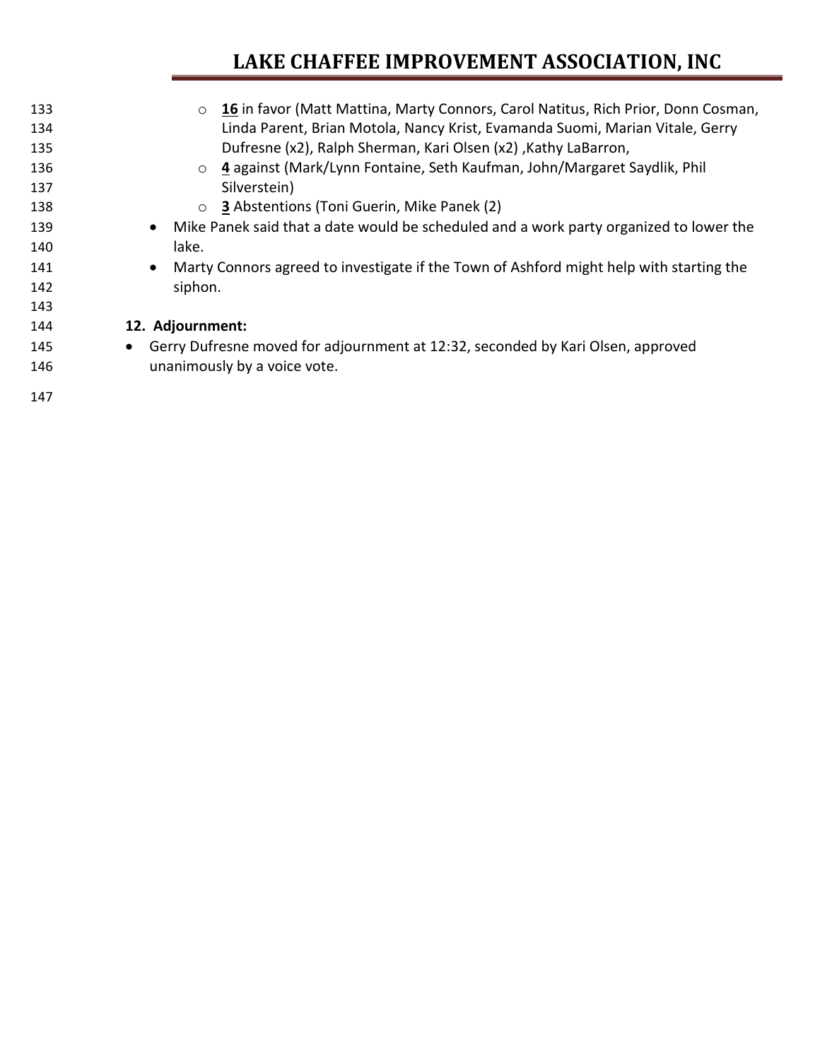- **16** in favor (Matt Mattina, Marty Connors, Carol Natitus, Rich Prior, Donn Cosman, Linda Parent, Brian Motola, Nancy Krist, Evamanda Suomi, Marian Vitale, Gerry Dufresne (x2), Ralph Sherman, Kari Olsen (x2) ,Kathy LaBarron,
  - **4** against (Mark/Lynn Fontaine, Seth Kaufman, John/Margaret Saydlik, Phil Silverstein)
  - **3** Abstentions (Toni Guerin, Mike Panek (2)
- Mike Panek said that a date would be scheduled and a work party organized to lower the lake.
- Marty Connors agreed to investigate if the Town of Ashford might help with starting the siphon.

**12. Adjournment:**

- Gerry Dufresne moved for adjournment at 12:32, seconded by Kari Olsen, approved unanimously by a voice vote.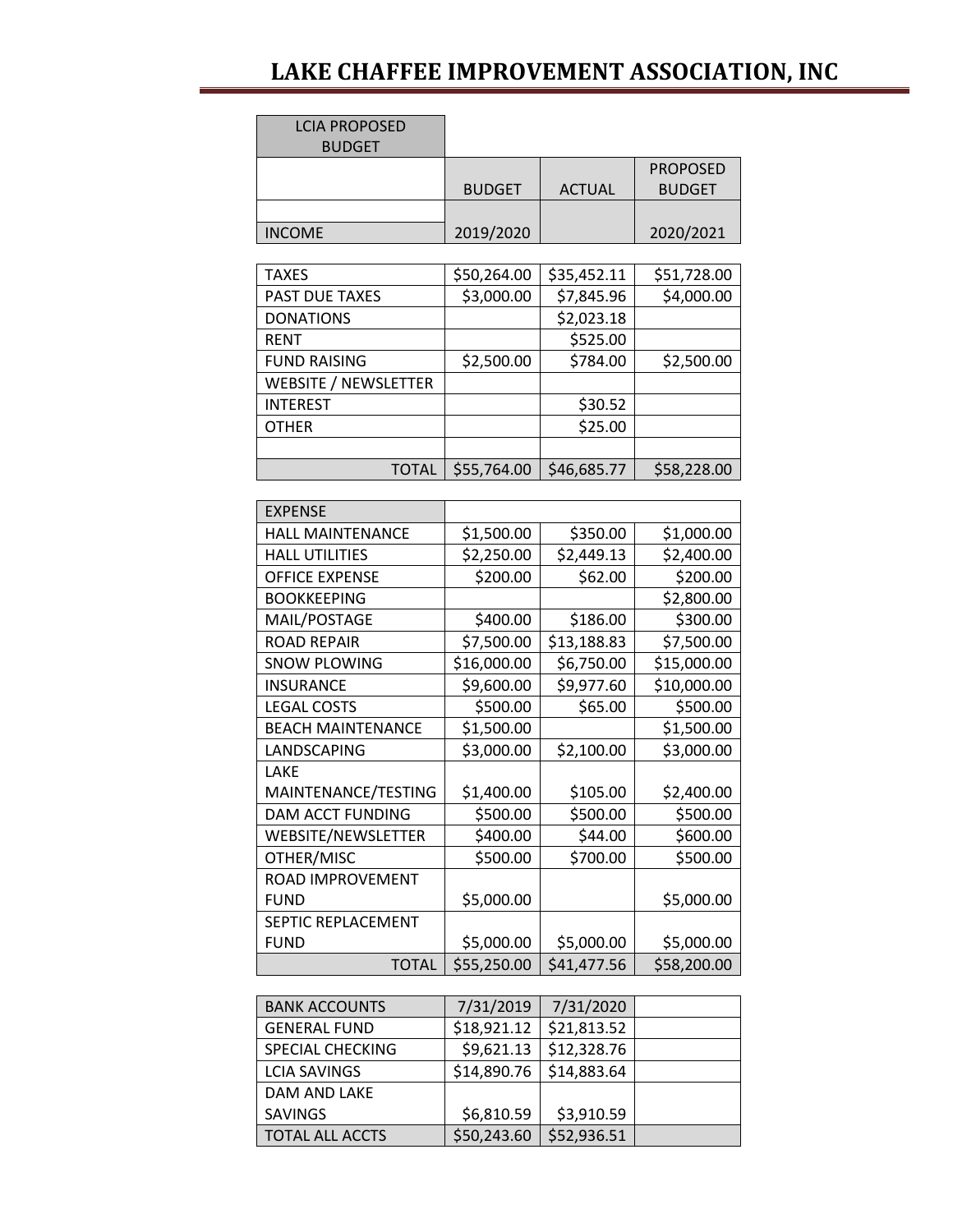# LAKE CHAFFEE IMPROVEMENT ASSOCIATION, INC

| LCIA PROPOSED BUDGET | | | |
|---|---|---|---|
| | BUDGET | ACTUAL | PROPOSED BUDGET |
| INCOME | 2019/2020 | | 2020/2021 |
| TAXES | $50,264.00 | $35,452.11 | $51,728.00 |
| PAST DUE TAXES | $3,000.00 | $7,845.96 | $4,000.00 |
| DONATIONS | | $2,023.18 | |
| RENT | | $525.00 | |
| FUND RAISING | $2,500.00 | $784.00 | $2,500.00 |
| WEBSITE / NEWSLETTER | | | |
| INTEREST | | $30.52 | |
| OTHER | | $25.00 | |
| | | | |
| TOTAL | $55,764.00 | $46,685.77 | $58,228.00 |

| EXPENSE | | | |
|---|---|---|---|
| HALL MAINTENANCE | $1,500.00 | $350.00 | $1,000.00 |
| HALL UTILITIES | $2,250.00 | $2,449.13 | $2,400.00 |
| OFFICE EXPENSE | $200.00 | $62.00 | $200.00 |
| BOOKKEEPING | | | $2,800.00 |
| MAIL/POSTAGE | $400.00 | $186.00 | $300.00 |
| ROAD REPAIR | $7,500.00 | $13,188.83 | $7,500.00 |
| SNOW PLOWING | $16,000.00 | $6,750.00 | $15,000.00 |
| INSURANCE | $9,600.00 | $9,977.60 | $10,000.00 |
| LEGAL COSTS | $500.00 | $65.00 | $500.00 |
| BEACH MAINTENANCE | $1,500.00 | | $1,500.00 |
| LANDSCAPING | $3,000.00 | $2,100.00 | $3,000.00 |
| LAKE MAINTENANCE/TESTING | $1,400.00 | $105.00 | $2,400.00 |
| DAM ACCT FUNDING | $500.00 | $500.00 | $500.00 |
| WEBSITE/NEWSLETTER | $400.00 | $44.00 | $600.00 |
| OTHER/MISC | $500.00 | $700.00 | $500.00 |
| ROAD IMPROVEMENT FUND | $5,000.00 | | $5,000.00 |
| SEPTIC REPLACEMENT FUND | $5,000.00 | $5,000.00 | $5,000.00 |
| TOTAL | $55,250.00 | $41,477.56 | $58,200.00 |

| BANK ACCOUNTS | 7/31/2019 | 7/31/2020 | |
|---|---|---|---|
| GENERAL FUND | $18,921.12 | $21,813.52 | |
| SPECIAL CHECKING | $9,621.13 | $12,328.76 | |
| LCIA SAVINGS | $14,890.76 | $14,883.64 | |
| DAM AND LAKE SAVINGS | $6,810.59 | $3,910.59 | |
| TOTAL ALL ACCTS | $50,243.60 | $52,936.51 | |